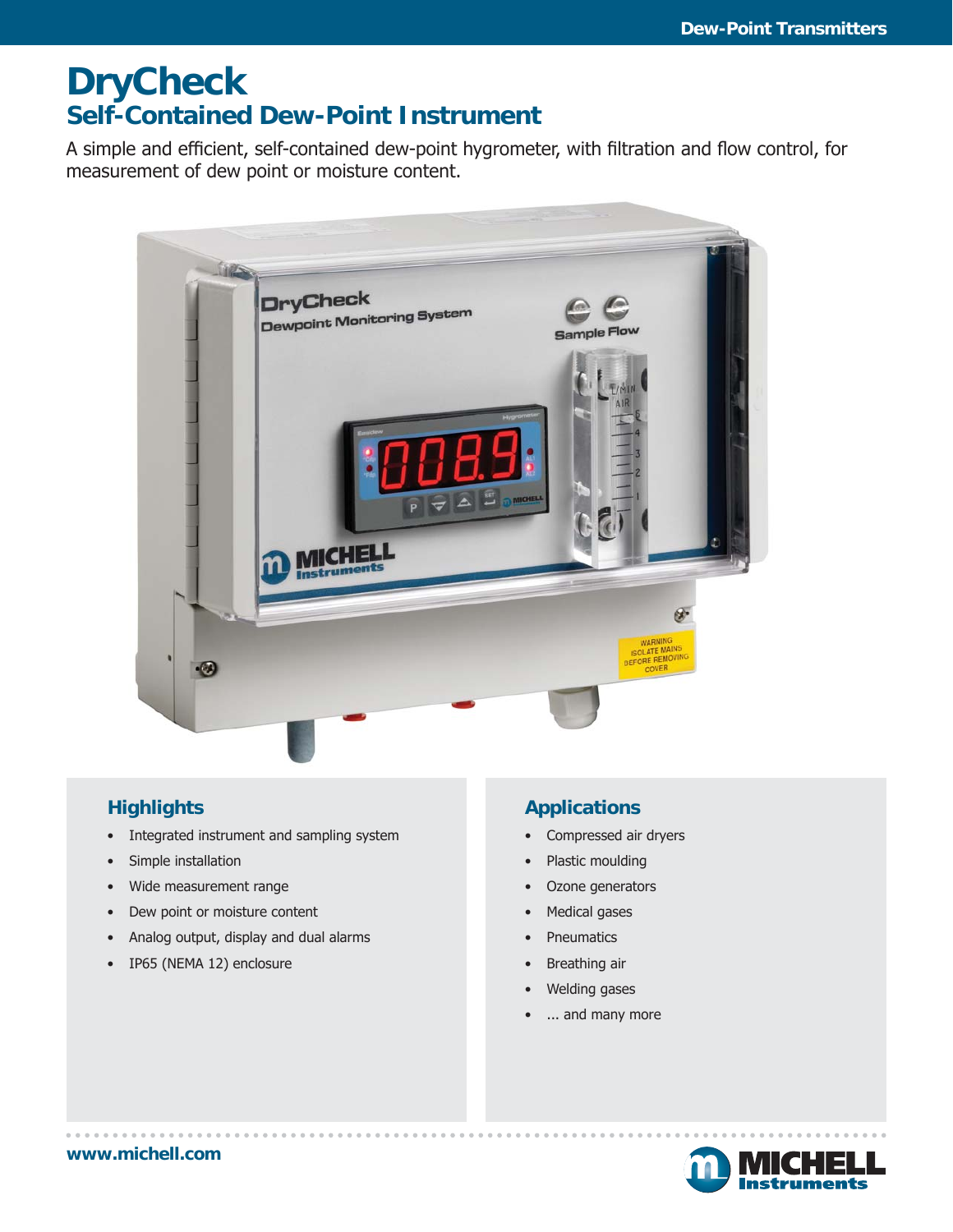# DryCheck

## Self-Contained Dew-Point Instrument

A simple and efficient, self-contained dew-point hygrometer, with filtration and flow control, for measurement of dew point or moisture content.

### Highlights

- Integrated instrument and sampling system
- Simple installation
- Wide measurement range
- Dew point or moisture content
- Analog output, display and dual alarms
- IP65 (NEMA 12) enclosure

### Applications

- Compressed air dryers
- Plastic moulding
- Ozone generators
- Medical gases
- Pneumatics
- Breathing air
- Welding gases
- ... and many more

www.michell.com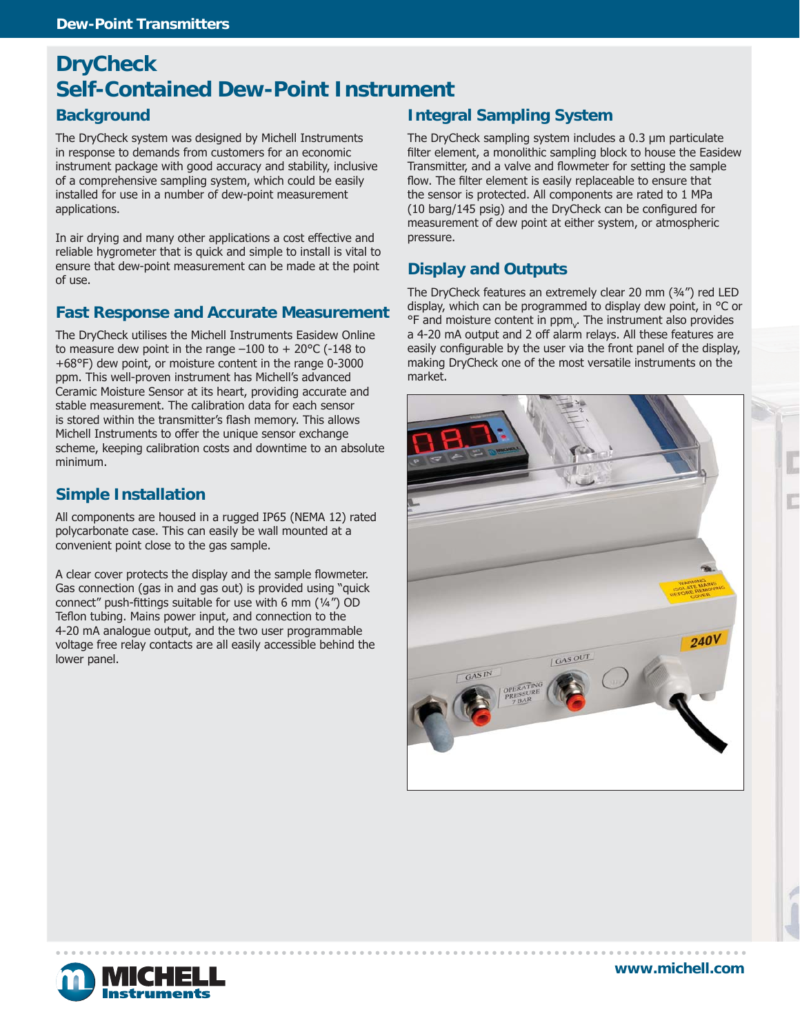# DryCheck
# Self-Contained Dew-Point Instrument

## Background

The DryCheck system was designed by Michell Instruments in response to demands from customers for an economic instrument package with good accuracy and stability, inclusive of a comprehensive sampling system, which could be easily installed for use in a number of dew-point measurement applications.

In air drying and many other applications a cost effective and reliable hygrometer that is quick and simple to install is vital to ensure that dew-point measurement can be made at the point of use.

## Fast Response and Accurate Measurement

The DryCheck utilises the Michell Instruments Easidew Online to measure dew point in the range –100 to + 20°C (-148 to +68°F) dew point, or moisture content in the range 0-3000 ppm. This well-proven instrument has Michell's advanced Ceramic Moisture Sensor at its heart, providing accurate and stable measurement. The calibration data for each sensor is stored within the transmitter's flash memory. This allows Michell Instruments to offer the unique sensor exchange scheme, keeping calibration costs and downtime to an absolute minimum.

## Simple Installation

All components are housed in a rugged IP65 (NEMA 12) rated polycarbonate case. This can easily be wall mounted at a convenient point close to the gas sample.

A clear cover protects the display and the sample flowmeter. Gas connection (gas in and gas out) is provided using "quick connect" push-fittings suitable for use with 6 mm (¼") OD Teflon tubing. Mains power input, and connection to the 4-20 mA analogue output, and the two user programmable voltage free relay contacts are all easily accessible behind the lower panel.

## Integral Sampling System

The DryCheck sampling system includes a 0.3 µm particulate filter element, a monolithic sampling block to house the Easidew Transmitter, and a valve and flowmeter for setting the sample flow. The filter element is easily replaceable to ensure that the sensor is protected. All components are rated to 1 MPa (10 barg/145 psig) and the DryCheck can be configured for measurement of dew point at either system, or atmospheric pressure.

## Display and Outputs

The DryCheck features an extremely clear 20 mm (¾") red LED display, which can be programmed to display dew point, in °C or °F and moisture content in $ppm_V$. The instrument also provides a 4-20 mA output and 2 off alarm relays. All these features are easily configurable by the user via the front panel of the display, making DryCheck one of the most versatile instruments on the market.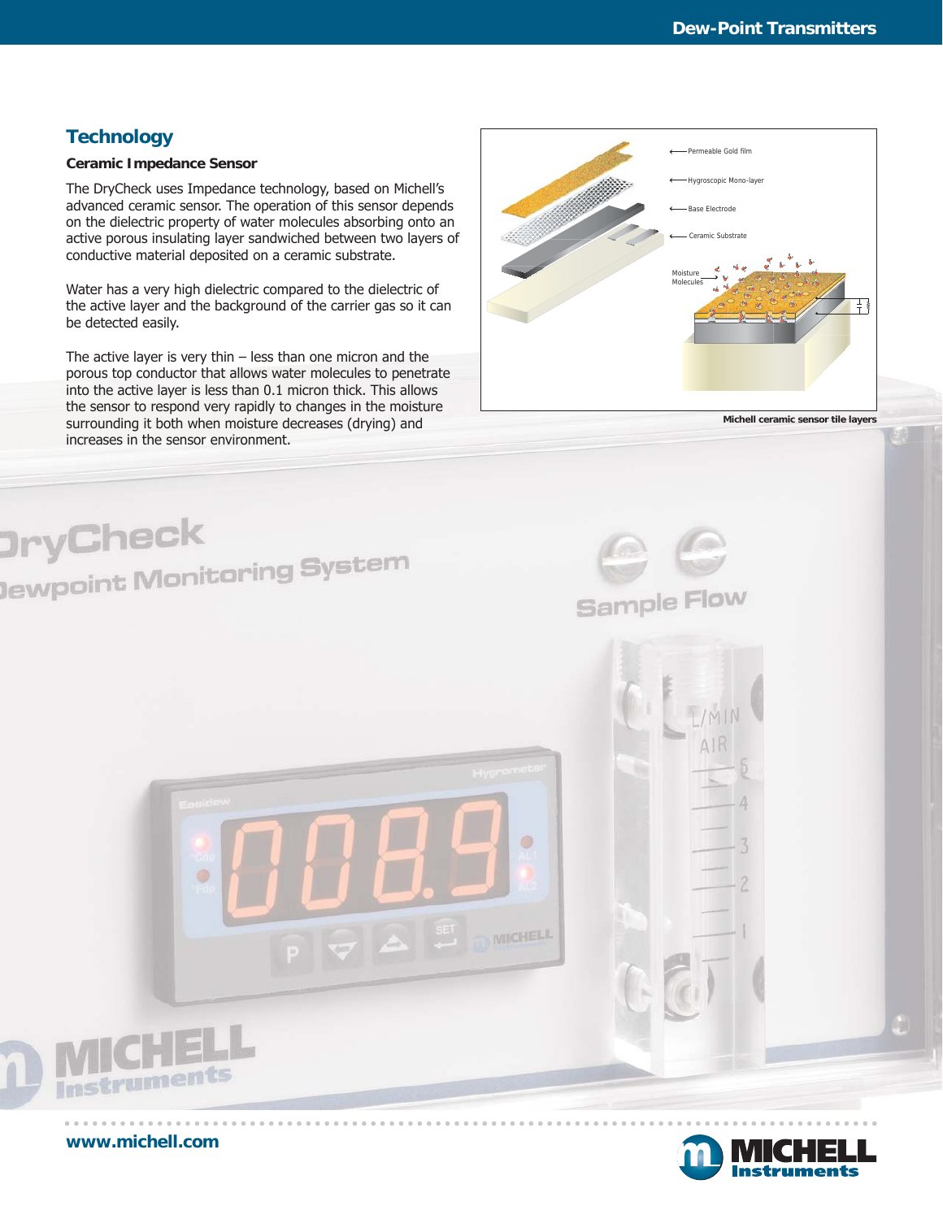## Technology

### Ceramic Impedance Sensor

The DryCheck uses Impedance technology, based on Michell's advanced ceramic sensor. The operation of this sensor depends on the dielectric property of water molecules absorbing onto an active porous insulating layer sandwiched between two layers of conductive material deposited on a ceramic substrate.

Water has a very high dielectric compared to the dielectric of the active layer and the background of the carrier gas so it can be detected easily.

The active layer is very thin – less than one micron and the porous top conductor that allows water molecules to penetrate into the active layer is less than 0.1 micron thick. This allows the sensor to respond very rapidly to changes in the moisture surrounding it both when moisture decreases (drying) and increases in the sensor environment.

Permeable Gold film

Hygroscopic Mono-layer

Base Electrode

Ceramic Substrate

Moisture Molecules

Michell ceramic sensor tile layers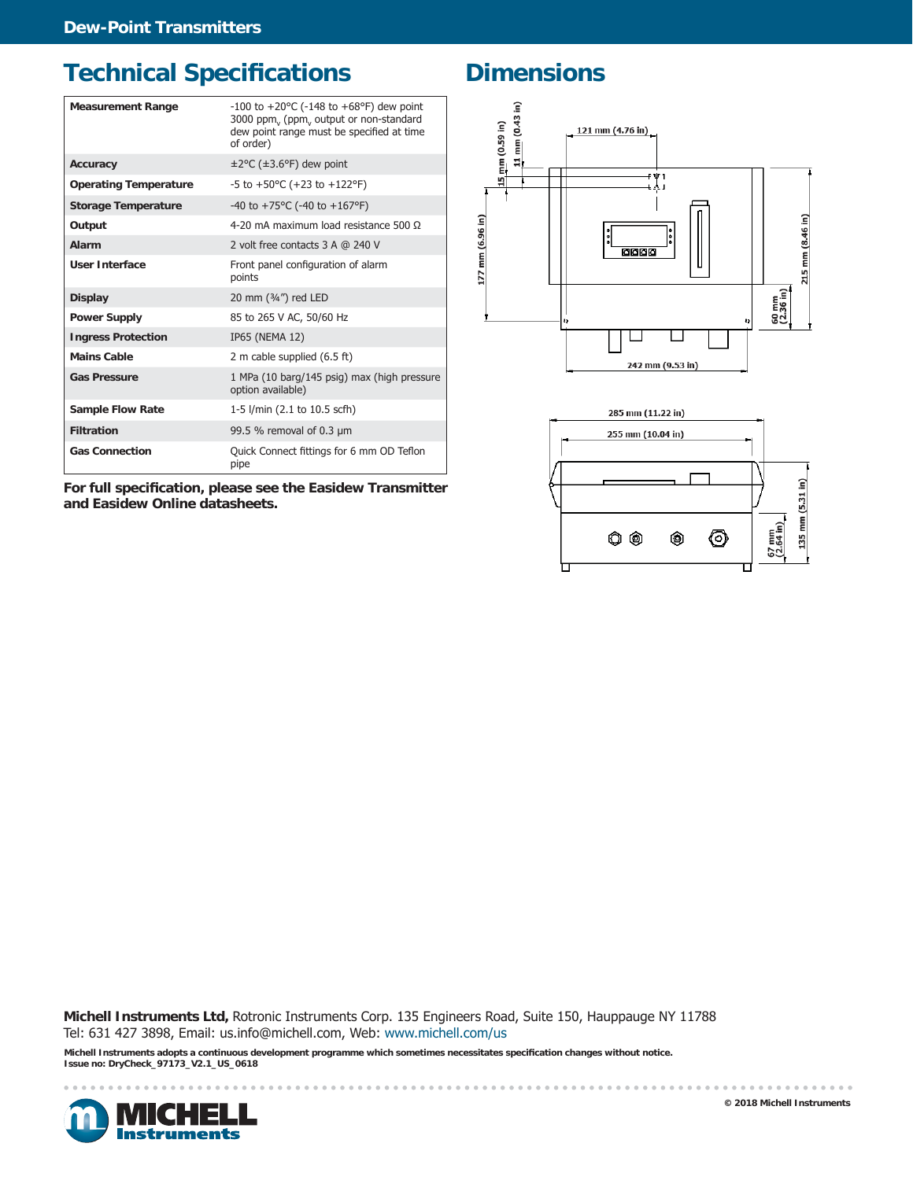## Technical Specifications

| | |
|---|---|
| **Measurement Range** | -100 to +20°C (-148 to +68°F) dew point 3000 $ppm_v$ ($ppm_v$ output or non-standard dew point range must be specified at time of order) |
| **Accuracy** | ±2°C (±3.6°F) dew point |
| **Operating Temperature** | -5 to +50°C (+23 to +122°F) |
| **Storage Temperature** | -40 to +75°C (-40 to +167°F) |
| **Output** | 4-20 mA maximum load resistance 500 Ω |
| **Alarm** | 2 volt free contacts 3 A @ 240 V |
| **User Interface** | Front panel configuration of alarm points |
| **Display** | 20 mm (¾") red LED |
| **Power Supply** | 85 to 265 V AC, 50/60 Hz |
| **Ingress Protection** | IP65 (NEMA 12) |
| **Mains Cable** | 2 m cable supplied (6.5 ft) |
| **Gas Pressure** | 1 MPa (10 barg/145 psig) max (high pressure option available) |
| **Sample Flow Rate** | 1-5 l/min (2.1 to 10.5 scfh) |
| **Filtration** | 99.5 % removal of 0.3 µm |
| **Gas Connection** | Quick Connect fittings for 6 mm OD Teflon pipe |

**For full specification, please see the Easidew Transmitter and Easidew Online datasheets.**

## Dimensions

121 mm (4.76 in)
15 mm (0.59 in)
11 mm (0.43 in)
177 mm (6.96 in)
215 mm (8.46 in)
60 mm (2.36 in)
242 mm (9.53 in)

285 mm (11.22 in)
255 mm (10.04 in)
67 mm (2.64 in)
135 mm (5.31 in)

**Michell Instruments Ltd,** Rotronic Instruments Corp. 135 Engineers Road, Suite 150, Hauppauge NY 11788
Tel: 631 427 3898, Email: us.info@michell.com, Web: www.michell.com/us

**Michell Instruments adopts a continuous development programme which sometimes necessitates specification changes without notice.**
**Issue no: DryCheck_97173_V2.1_US_0618**

© 2018 Michell Instruments